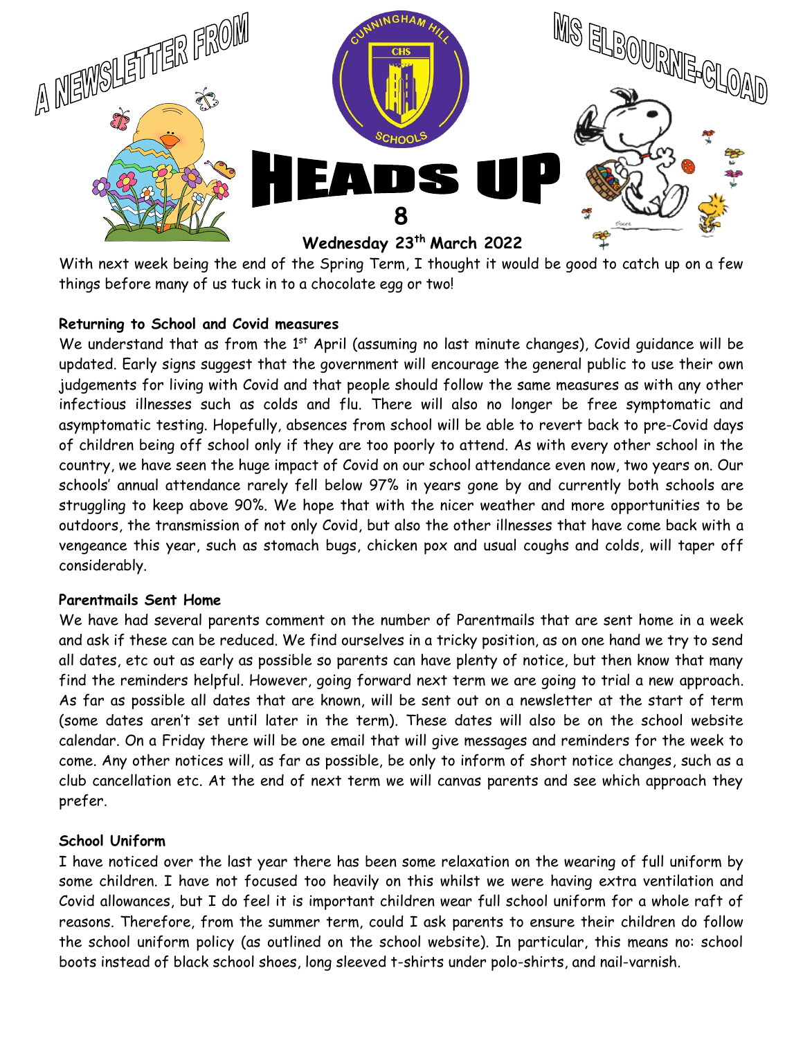A NEWSLETTER FROM MS ELBOURNE-CLOAD

CUNNINGHAM HILL SCHOOLS

# HEADS UP 8

**Wednesday 23th March 2022**

With next week being the end of the Spring Term, I thought it would be good to catch up on a few things before many of us tuck in to a chocolate egg or two!

**Returning to School and Covid measures**

We understand that as from the 1st April (assuming no last minute changes), Covid guidance will be updated. Early signs suggest that the government will encourage the general public to use their own judgements for living with Covid and that people should follow the same measures as with any other infectious illnesses such as colds and flu. There will also no longer be free symptomatic and asymptomatic testing. Hopefully, absences from school will be able to revert back to pre-Covid days of children being off school only if they are too poorly to attend. As with every other school in the country, we have seen the huge impact of Covid on our school attendance even now, two years on. Our schools' annual attendance rarely fell below 97% in years gone by and currently both schools are struggling to keep above 90%. We hope that with the nicer weather and more opportunities to be outdoors, the transmission of not only Covid, but also the other illnesses that have come back with a vengeance this year, such as stomach bugs, chicken pox and usual coughs and colds, will taper off considerably.

**Parentmails Sent Home**

We have had several parents comment on the number of Parentmails that are sent home in a week and ask if these can be reduced. We find ourselves in a tricky position, as on one hand we try to send all dates, etc out as early as possible so parents can have plenty of notice, but then know that many find the reminders helpful. However, going forward next term we are going to trial a new approach. As far as possible all dates that are known, will be sent out on a newsletter at the start of term (some dates aren't set until later in the term). These dates will also be on the school website calendar. On a Friday there will be one email that will give messages and reminders for the week to come. Any other notices will, as far as possible, be only to inform of short notice changes, such as a club cancellation etc. At the end of next term we will canvas parents and see which approach they prefer.

**School Uniform**

I have noticed over the last year there has been some relaxation on the wearing of full uniform by some children. I have not focused too heavily on this whilst we were having extra ventilation and Covid allowances, but I do feel it is important children wear full school uniform for a whole raft of reasons. Therefore, from the summer term, could I ask parents to ensure their children do follow the school uniform policy (as outlined on the school website). In particular, this means no: school boots instead of black school shoes, long sleeved t-shirts under polo-shirts, and nail-varnish.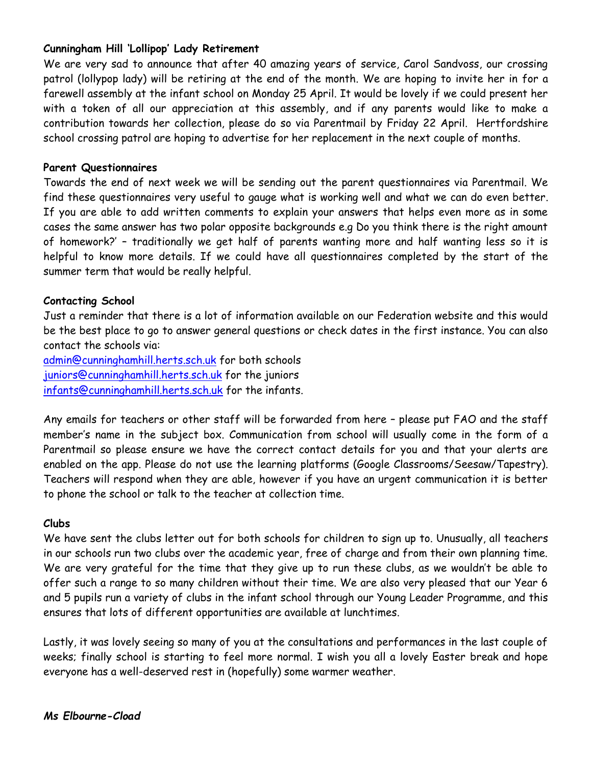**Cunningham Hill 'Lollipop' Lady Retirement**

We are very sad to announce that after 40 amazing years of service, Carol Sandvoss, our crossing patrol (lollypop lady) will be retiring at the end of the month. We are hoping to invite her in for a farewell assembly at the infant school on Monday 25 April. It would be lovely if we could present her with a token of all our appreciation at this assembly, and if any parents would like to make a contribution towards her collection, please do so via Parentmail by Friday 22 April. Hertfordshire school crossing patrol are hoping to advertise for her replacement in the next couple of months.

**Parent Questionnaires**

Towards the end of next week we will be sending out the parent questionnaires via Parentmail. We find these questionnaires very useful to gauge what is working well and what we can do even better. If you are able to add written comments to explain your answers that helps even more as in some cases the same answer has two polar opposite backgrounds e.g Do you think there is the right amount of homework?' – traditionally we get half of parents wanting more and half wanting less so it is helpful to know more details. If we could have all questionnaires completed by the start of the summer term that would be really helpful.

**Contacting School**

Just a reminder that there is a lot of information available on our Federation website and this would be the best place to go to answer general questions or check dates in the first instance. You can also contact the schools via:

admin@cunninghamhill.herts.sch.uk for both schools
juniors@cunninghamhill.herts.sch.uk for the juniors
infants@cunninghamhill.herts.sch.uk for the infants.

Any emails for teachers or other staff will be forwarded from here – please put FAO and the staff member's name in the subject box. Communication from school will usually come in the form of a Parentmail so please ensure we have the correct contact details for you and that your alerts are enabled on the app. Please do not use the learning platforms (Google Classrooms/Seesaw/Tapestry). Teachers will respond when they are able, however if you have an urgent communication it is better to phone the school or talk to the teacher at collection time.

**Clubs**

We have sent the clubs letter out for both schools for children to sign up to. Unusually, all teachers in our schools run two clubs over the academic year, free of charge and from their own planning time. We are very grateful for the time that they give up to run these clubs, as we wouldn't be able to offer such a range to so many children without their time. We are also very pleased that our Year 6 and 5 pupils run a variety of clubs in the infant school through our Young Leader Programme, and this ensures that lots of different opportunities are available at lunchtimes.

Lastly, it was lovely seeing so many of you at the consultations and performances in the last couple of weeks; finally school is starting to feel more normal. I wish you all a lovely Easter break and hope everyone has a well-deserved rest in (hopefully) some warmer weather.

***Ms Elbourne-Cload***